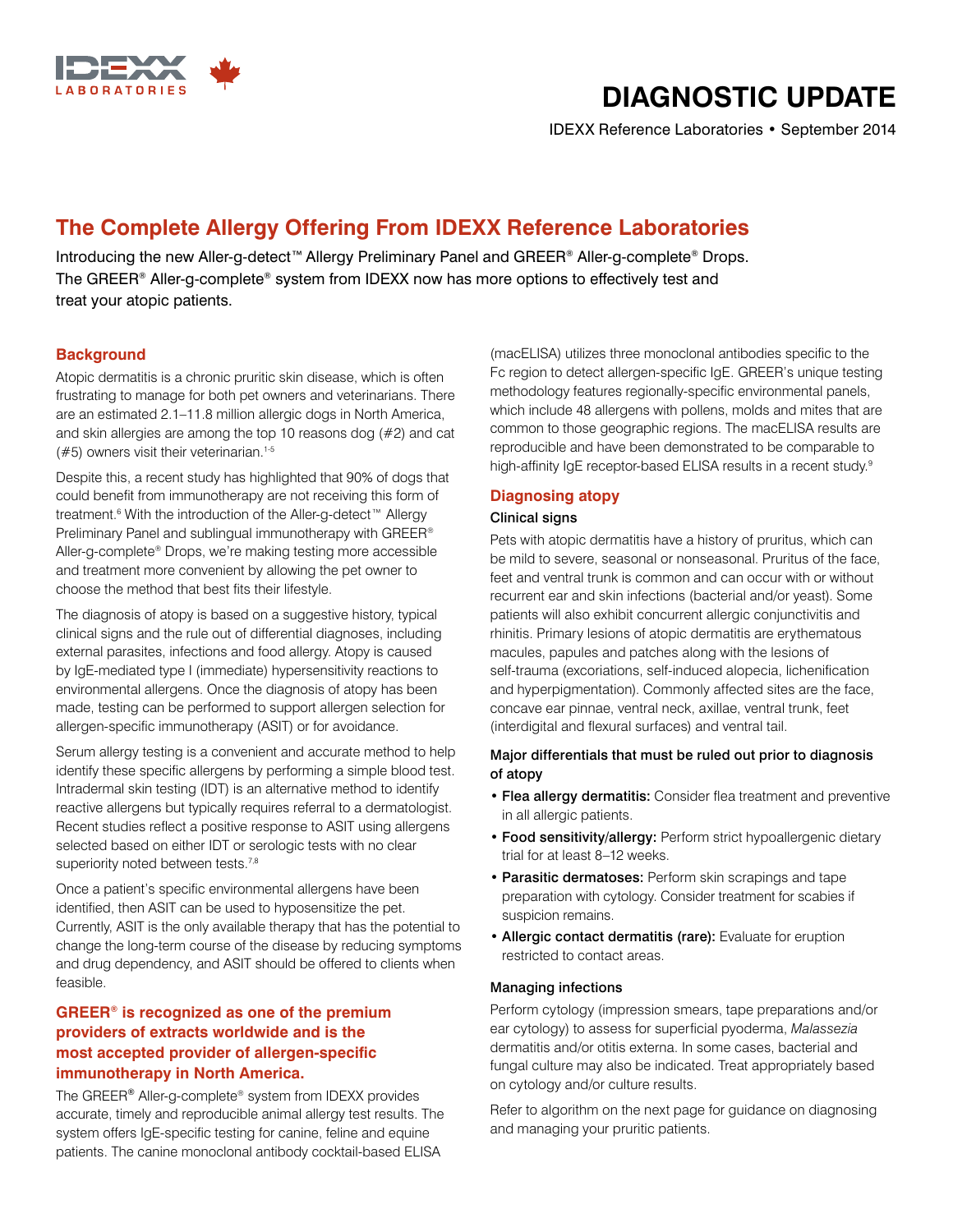# DIAGNOSTIC UPDATE

IDEXX Reference Laboratories • September 2014

## The Complete Allergy Offering From IDEXX Reference Laboratories

Introducing the new Aller-g-detect™ Allergy Preliminary Panel and GREER® Aller-g-complete® Drops. The GREER® Aller-g-complete® system from IDEXX now has more options to effectively test and treat your atopic patients.

### Background

Atopic dermatitis is a chronic pruritic skin disease, which is often frustrating to manage for both pet owners and veterinarians. There are an estimated 2.1–11.8 million allergic dogs in North America, and skin allergies are among the top 10 reasons dog (#2) and cat (#5) owners visit their veterinarian.[1-5]

Despite this, a recent study has highlighted that 90% of dogs that could benefit from immunotherapy are not receiving this form of treatment.[6] With the introduction of the Aller-g-detect™ Allergy Preliminary Panel and sublingual immunotherapy with GREER® Aller-g-complete® Drops, we're making testing more accessible and treatment more convenient by allowing the pet owner to choose the method that best fits their lifestyle.

The diagnosis of atopy is based on a suggestive history, typical clinical signs and the rule out of differential diagnoses, including external parasites, infections and food allergy. Atopy is caused by IgE-mediated type I (immediate) hypersensitivity reactions to environmental allergens. Once the diagnosis of atopy has been made, testing can be performed to support allergen selection for allergen-specific immunotherapy (ASIT) or for avoidance.

Serum allergy testing is a convenient and accurate method to help identify these specific allergens by performing a simple blood test. Intradermal skin testing (IDT) is an alternative method to identify reactive allergens but typically requires referral to a dermatologist. Recent studies reflect a positive response to ASIT using allergens selected based on either IDT or serologic tests with no clear superiority noted between tests.[7,8]

Once a patient's specific environmental allergens have been identified, then ASIT can be used to hyposensitize the pet. Currently, ASIT is the only available therapy that has the potential to change the long-term course of the disease by reducing symptoms and drug dependency, and ASIT should be offered to clients when feasible.

### GREER® is recognized as one of the premium providers of extracts worldwide and is the most accepted provider of allergen-specific immunotherapy in North America.

The GREER® Aller-g-complete® system from IDEXX provides accurate, timely and reproducible animal allergy test results. The system offers IgE-specific testing for canine, feline and equine patients. The canine monoclonal antibody cocktail-based ELISA (macELISA) utilizes three monoclonal antibodies specific to the Fc region to detect allergen-specific IgE. GREER's unique testing methodology features regionally-specific environmental panels, which include 48 allergens with pollens, molds and mites that are common to those geographic regions. The macELISA results are reproducible and have been demonstrated to be comparable to high-affinity IgE receptor-based ELISA results in a recent study.[9]

### Diagnosing atopy

#### Clinical signs

Pets with atopic dermatitis have a history of pruritus, which can be mild to severe, seasonal or nonseasonal. Pruritus of the face, feet and ventral trunk is common and can occur with or without recurrent ear and skin infections (bacterial and/or yeast). Some patients will also exhibit concurrent allergic conjunctivitis and rhinitis. Primary lesions of atopic dermatitis are erythematous macules, papules and patches along with the lesions of self-trauma (excoriations, self-induced alopecia, lichenification and hyperpigmentation). Commonly affected sites are the face, concave ear pinnae, ventral neck, axillae, ventral trunk, feet (interdigital and flexural surfaces) and ventral tail.

#### Major differentials that must be ruled out prior to diagnosis of atopy

- **Flea allergy dermatitis:** Consider flea treatment and preventive in all allergic patients.
- **Food sensitivity/allergy:** Perform strict hypoallergenic dietary trial for at least 8–12 weeks.
- **Parasitic dermatoses:** Perform skin scrapings and tape preparation with cytology. Consider treatment for scabies if suspicion remains.
- **Allergic contact dermatitis (rare):** Evaluate for eruption restricted to contact areas.

#### Managing infections

Perform cytology (impression smears, tape preparations and/or ear cytology) to assess for superficial pyoderma, *Malassezia* dermatitis and/or otitis externa. In some cases, bacterial and fungal culture may also be indicated. Treat appropriately based on cytology and/or culture results.

Refer to algorithm on the next page for guidance on diagnosing and managing your pruritic patients.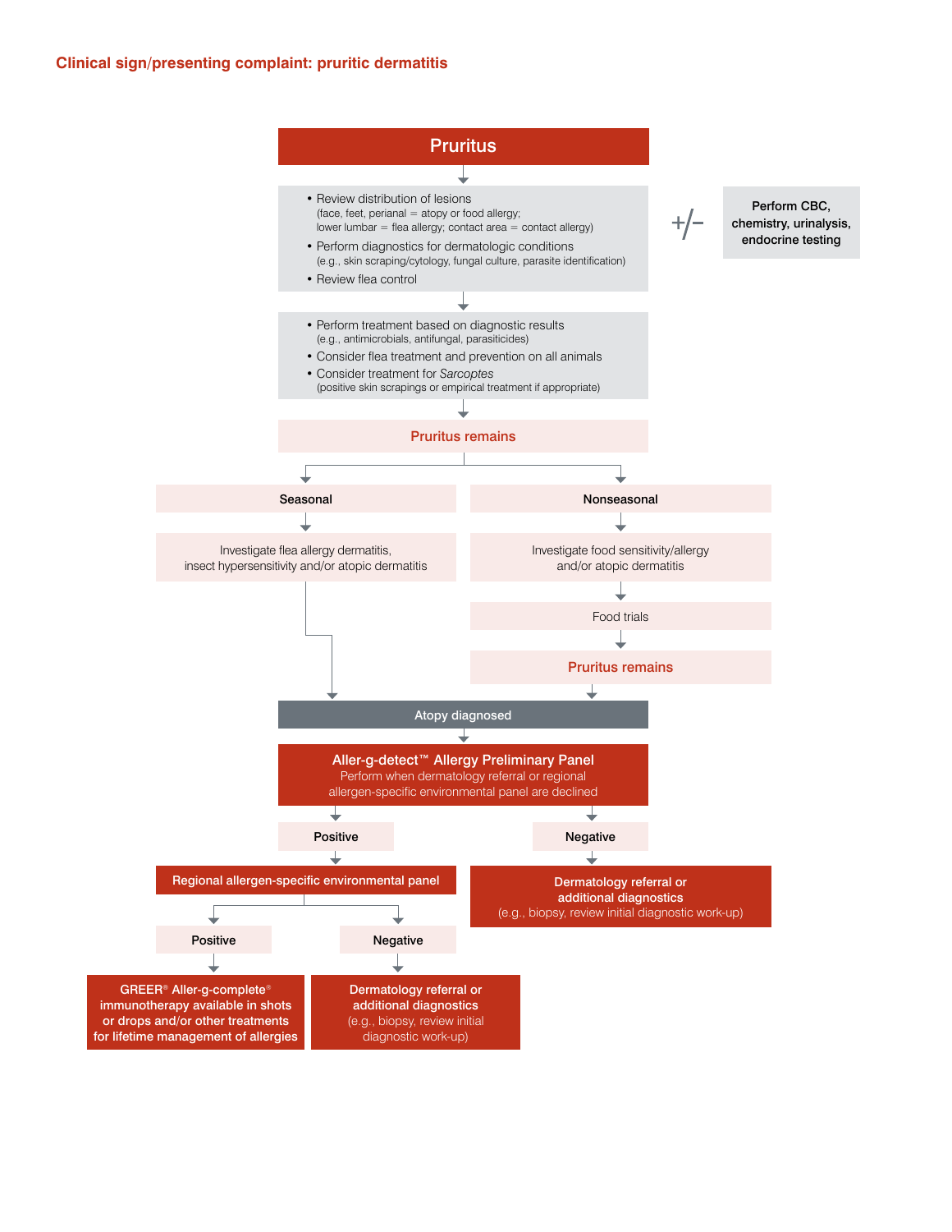## Clinical sign/presenting complaint: pruritic dermatitis

**Pruritus**

↓

- Review distribution of lesions
  (face, feet, perianal = atopy or food allergy; lower lumbar = flea allergy; contact area = contact allergy)
- Perform diagnostics for dermatologic conditions
  (e.g., skin scraping/cytology, fungal culture, parasite identification)
- Review flea control

+/− **Perform CBC, chemistry, urinalysis, endocrine testing**

↓

- Perform treatment based on diagnostic results
  (e.g., antimicrobials, antifungal, parasiticides)
- Consider flea treatment and prevention on all animals
- Consider treatment for *Sarcoptes*
  (positive skin scrapings or empirical treatment if appropriate)

↓

**Pruritus remains**

↓

- **Seasonal**
  - ↓ Investigate flea allergy dermatitis, insect hypersensitivity and/or atopic dermatitis
  - ↓ Atopy diagnosed
- **Nonseasonal**
  - ↓ Investigate food sensitivity/allergy and/or atopic dermatitis
  - ↓ Food trials
  - ↓ **Pruritus remains**
  - ↓ Atopy diagnosed

**Atopy diagnosed**

↓

**Aller-g-detect™ Allergy Preliminary Panel**
Perform when dermatology referral or regional allergen-specific environmental panel are declined

- **Positive**
  - ↓ **Regional allergen-specific environmental panel**
    - **Positive**
      - ↓ **GREER® Aller-g-complete® immunotherapy available in shots or drops and/or other treatments for lifetime management of allergies**
    - **Negative**
      - ↓ **Dermatology referral or additional diagnostics**
        (e.g., biopsy, review initial diagnostic work-up)
- **Negative**
  - ↓ **Dermatology referral or additional diagnostics**
    (e.g., biopsy, review initial diagnostic work-up)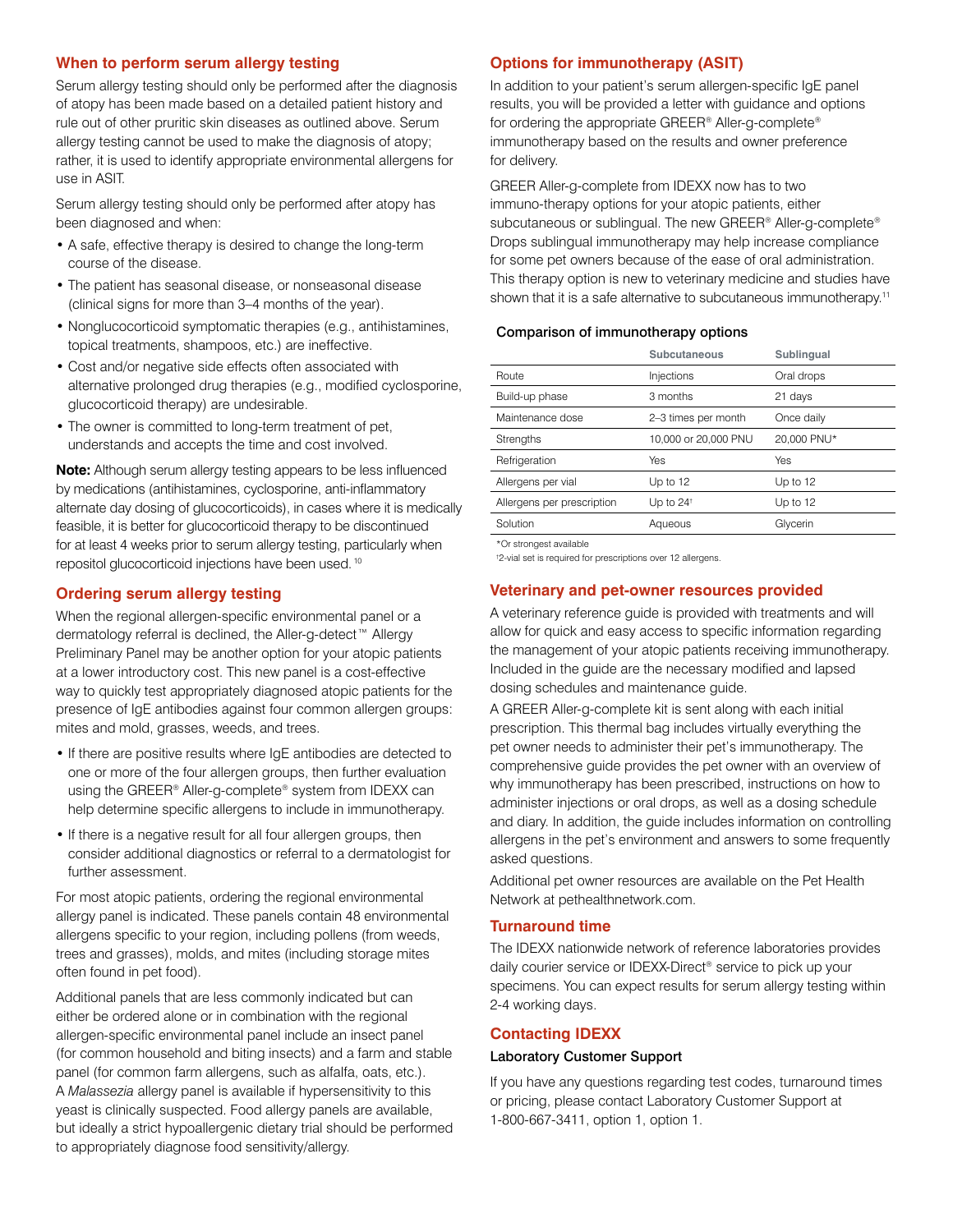## When to perform serum allergy testing

Serum allergy testing should only be performed after the diagnosis of atopy has been made based on a detailed patient history and rule out of other pruritic skin diseases as outlined above. Serum allergy testing cannot be used to make the diagnosis of atopy; rather, it is used to identify appropriate environmental allergens for use in ASIT.

Serum allergy testing should only be performed after atopy has been diagnosed and when:

- A safe, effective therapy is desired to change the long-term course of the disease.
- The patient has seasonal disease, or nonseasonal disease (clinical signs for more than 3–4 months of the year).
- Nonglucocorticoid symptomatic therapies (e.g., antihistamines, topical treatments, shampoos, etc.) are ineffective.
- Cost and/or negative side effects often associated with alternative prolonged drug therapies (e.g., modified cyclosporine, glucocorticoid therapy) are undesirable.
- The owner is committed to long-term treatment of pet, understands and accepts the time and cost involved.

**Note:** Although serum allergy testing appears to be less influenced by medications (antihistamines, cyclosporine, anti-inflammatory alternate day dosing of glucocorticoids), in cases where it is medically feasible, it is better for glucocorticoid therapy to be discontinued for at least 4 weeks prior to serum allergy testing, particularly when repositol glucocorticoid injections have been used. [10]

## Ordering serum allergy testing

When the regional allergen-specific environmental panel or a dermatology referral is declined, the Aller-g-detect™ Allergy Preliminary Panel may be another option for your atopic patients at a lower introductory cost. This new panel is a cost-effective way to quickly test appropriately diagnosed atopic patients for the presence of IgE antibodies against four common allergen groups: mites and mold, grasses, weeds, and trees.

- If there are positive results where IgE antibodies are detected to one or more of the four allergen groups, then further evaluation using the GREER® Aller-g-complete® system from IDEXX can help determine specific allergens to include in immunotherapy.
- If there is a negative result for all four allergen groups, then consider additional diagnostics or referral to a dermatologist for further assessment.

For most atopic patients, ordering the regional environmental allergy panel is indicated. These panels contain 48 environmental allergens specific to your region, including pollens (from weeds, trees and grasses), molds, and mites (including storage mites often found in pet food).

Additional panels that are less commonly indicated but can either be ordered alone or in combination with the regional allergen-specific environmental panel include an insect panel (for common household and biting insects) and a farm and stable panel (for common farm allergens, such as alfalfa, oats, etc.). A *Malassezia* allergy panel is available if hypersensitivity to this yeast is clinically suspected. Food allergy panels are available, but ideally a strict hypoallergenic dietary trial should be performed to appropriately diagnose food sensitivity/allergy.

## Options for immunotherapy (ASIT)

In addition to your patient's serum allergen-specific IgE panel results, you will be provided a letter with guidance and options for ordering the appropriate GREER® Aller-g-complete® immunotherapy based on the results and owner preference for delivery.

GREER Aller-g-complete from IDEXX now has to two immuno-therapy options for your atopic patients, either subcutaneous or sublingual. The new GREER® Aller-g-complete® Drops sublingual immunotherapy may help increase compliance for some pet owners because of the ease of oral administration. This therapy option is new to veterinary medicine and studies have shown that it is a safe alternative to subcutaneous immunotherapy.[11]

**Comparison of immunotherapy options**

| | Subcutaneous | Sublingual |
|---|---|---|
| Route | Injections | Oral drops |
| Build-up phase | 3 months | 21 days |
| Maintenance dose | 2–3 times per month | Once daily |
| Strengths | 10,000 or 20,000 PNU | 20,000 PNU* |
| Refrigeration | Yes | Yes |
| Allergens per vial | Up to 12 | Up to 12 |
| Allergens per prescription | Up to 24† | Up to 12 |
| Solution | Aqueous | Glycerin |

*Or strongest available

†2-vial set is required for prescriptions over 12 allergens.

## Veterinary and pet-owner resources provided

A veterinary reference guide is provided with treatments and will allow for quick and easy access to specific information regarding the management of your atopic patients receiving immunotherapy. Included in the guide are the necessary modified and lapsed dosing schedules and maintenance guide.

A GREER Aller-g-complete kit is sent along with each initial prescription. This thermal bag includes virtually everything the pet owner needs to administer their pet's immunotherapy. The comprehensive guide provides the pet owner with an overview of why immunotherapy has been prescribed, instructions on how to administer injections or oral drops, as well as a dosing schedule and diary. In addition, the guide includes information on controlling allergens in the pet's environment and answers to some frequently asked questions.

Additional pet owner resources are available on the Pet Health Network at pethealthnetwork.com.

## Turnaround time

The IDEXX nationwide network of reference laboratories provides daily courier service or IDEXX-Direct® service to pick up your specimens. You can expect results for serum allergy testing within 2-4 working days.

## Contacting IDEXX

### Laboratory Customer Support

If you have any questions regarding test codes, turnaround times or pricing, please contact Laboratory Customer Support at 1-800-667-3411, option 1, option 1.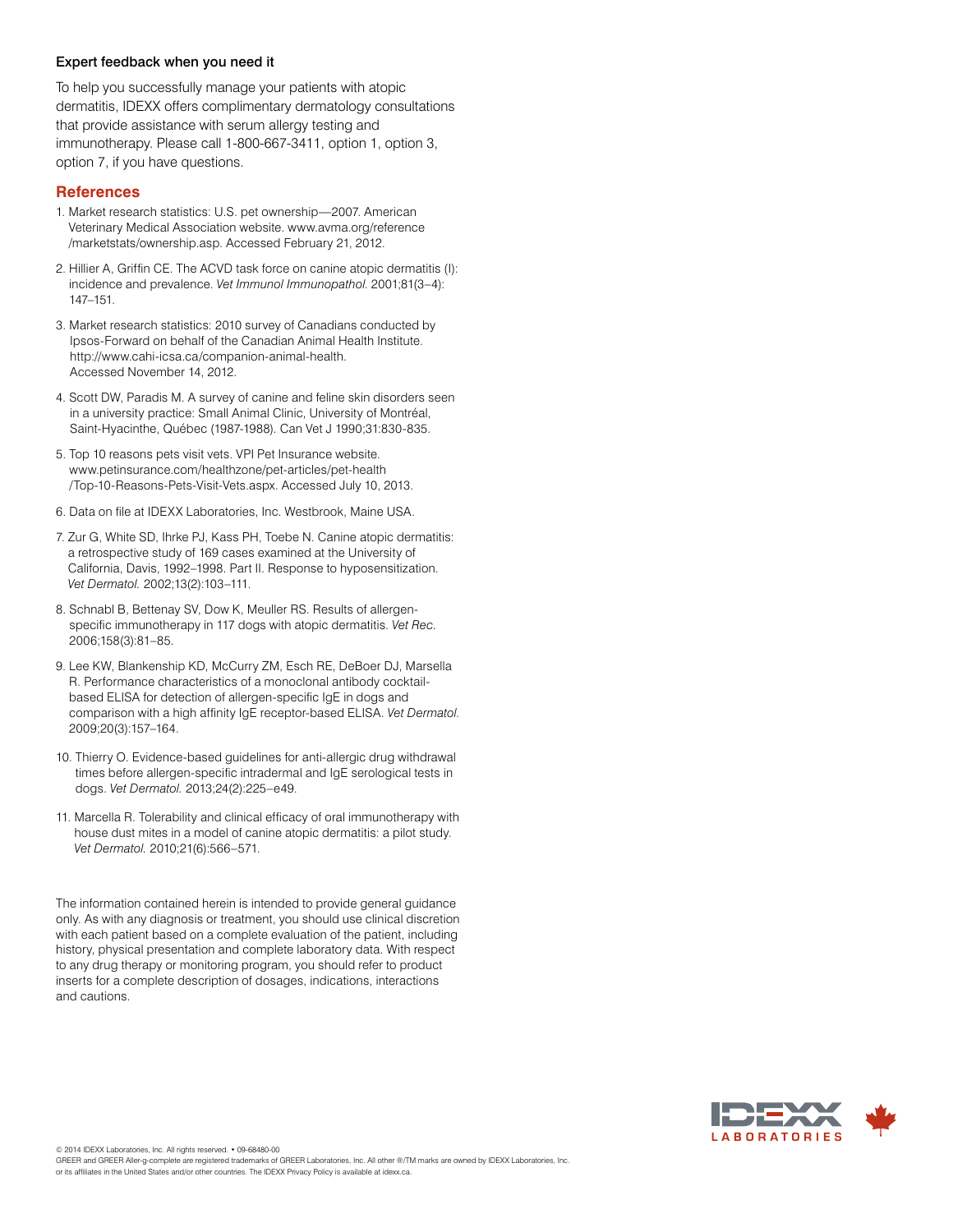### Expert feedback when you need it

To help you successfully manage your patients with atopic dermatitis, IDEXX offers complimentary dermatology consultations that provide assistance with serum allergy testing and immunotherapy. Please call 1-800-667-3411, option 1, option 3, option 7, if you have questions.

## References

1. Market research statistics: U.S. pet ownership—2007. American Veterinary Medical Association website. www.avma.org/reference/marketstats/ownership.asp. Accessed February 21, 2012.
2. Hillier A, Griffin CE. The ACVD task force on canine atopic dermatitis (I): incidence and prevalence. *Vet Immunol Immunopathol.* 2001;81(3–4):147–151.
3. Market research statistics: 2010 survey of Canadians conducted by Ipsos-Forward on behalf of the Canadian Animal Health Institute. http://www.cahi-icsa.ca/companion-animal-health. Accessed November 14, 2012.
4. Scott DW, Paradis M. A survey of canine and feline skin disorders seen in a university practice: Small Animal Clinic, University of Montréal, Saint-Hyacinthe, Québec (1987-1988). Can Vet J 1990;31:830-835.
5. Top 10 reasons pets visit vets. VPI Pet Insurance website. www.petinsurance.com/healthzone/pet-articles/pet-health/Top-10-Reasons-Pets-Visit-Vets.aspx. Accessed July 10, 2013.
6. Data on file at IDEXX Laboratories, Inc. Westbrook, Maine USA.
7. Zur G, White SD, Ihrke PJ, Kass PH, Toebe N. Canine atopic dermatitis: a retrospective study of 169 cases examined at the University of California, Davis, 1992–1998. Part II. Response to hyposensitization. *Vet Dermatol.* 2002;13(2):103–111.
8. Schnabl B, Bettenay SV, Dow K, Meuller RS. Results of allergen-specific immunotherapy in 117 dogs with atopic dermatitis. *Vet Rec.* 2006;158(3):81–85.
9. Lee KW, Blankenship KD, McCurry ZM, Esch RE, DeBoer DJ, Marsella R. Performance characteristics of a monoclonal antibody cocktail-based ELISA for detection of allergen-specific IgE in dogs and comparison with a high affinity IgE receptor-based ELISA. *Vet Dermatol.* 2009;20(3):157–164.
10. Thierry O. Evidence-based guidelines for anti-allergic drug withdrawal times before allergen-specific intradermal and IgE serological tests in dogs. *Vet Dermatol.* 2013;24(2):225–e49.
11. Marcella R. Tolerability and clinical efficacy of oral immunotherapy with house dust mites in a model of canine atopic dermatitis: a pilot study. *Vet Dermatol.* 2010;21(6):566–571.

The information contained herein is intended to provide general guidance only. As with any diagnosis or treatment, you should use clinical discretion with each patient based on a complete evaluation of the patient, including history, physical presentation and complete laboratory data. With respect to any drug therapy or monitoring program, you should refer to product inserts for a complete description of dosages, indications, interactions and cautions.

IDEXX LABORATORIES

© 2014 IDEXX Laboratories, Inc. All rights reserved. • 09-68480-00
GREER and GREER Aller-g-complete are registered trademarks of GREER Laboratories, Inc. All other ®/TM marks are owned by IDEXX Laboratories, Inc. or its affiliates in the United States and/or other countries. The IDEXX Privacy Policy is available at idexx.ca.